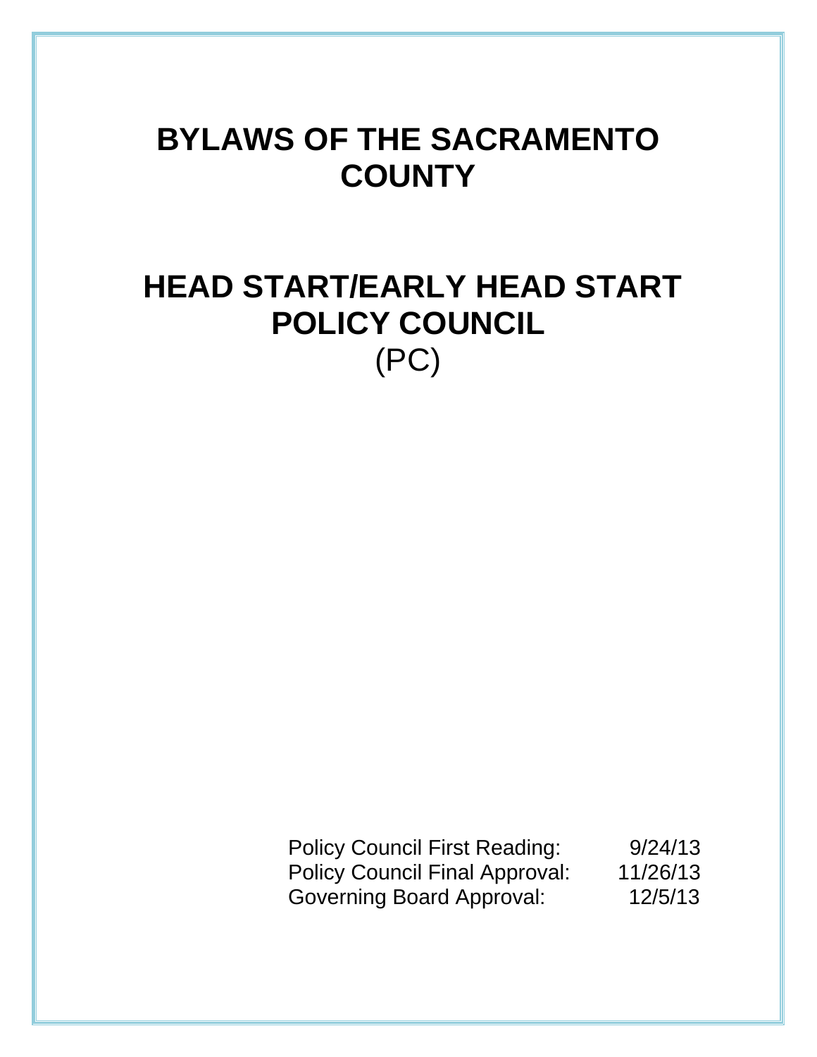# BYLAWS OF THE SACRAMENTO COUNTY

# HEAD START/EARLY HEAD START POLICY COUNCIL

(PC)

| | |
|---|---|
| Policy Council First Reading: | 9/24/13 |
| Policy Council Final Approval: | 11/26/13 |
| Governing Board Approval: | 12/5/13 |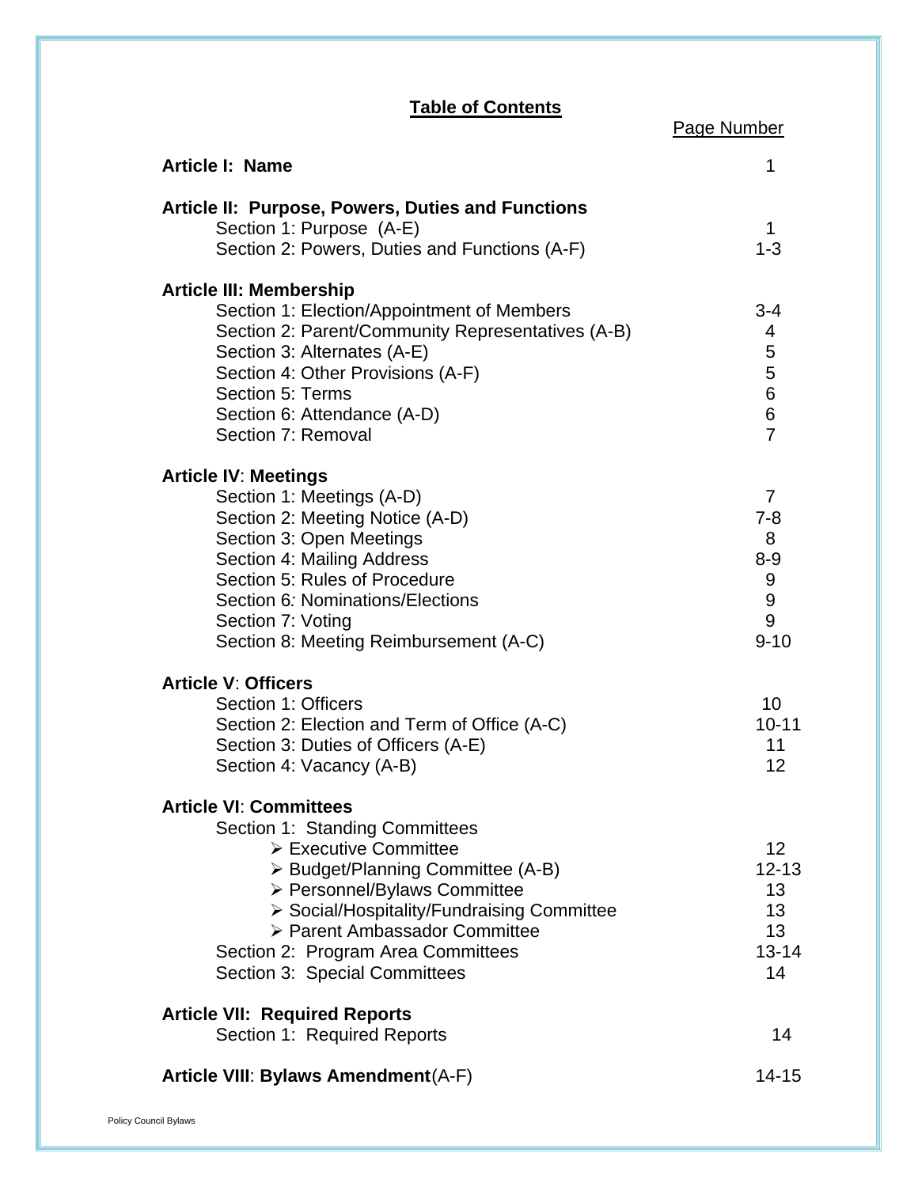## Table of Contents

| | Page Number |
|---|---|
| **Article I: Name** | 1 |
| **Article II: Purpose, Powers, Duties and Functions** | |
| Section 1: Purpose (A-E) | 1 |
| Section 2: Powers, Duties and Functions (A-F) | 1-3 |
| **Article III: Membership** | |
| Section 1: Election/Appointment of Members | 3-4 |
| Section 2: Parent/Community Representatives (A-B) | 4 |
| Section 3: Alternates (A-E) | 5 |
| Section 4: Other Provisions (A-F) | 5 |
| Section 5: Terms | 6 |
| Section 6: Attendance (A-D) | 6 |
| Section 7: Removal | 7 |
| **Article IV: Meetings** | |
| Section 1: Meetings (A-D) | 7 |
| Section 2: Meeting Notice (A-D) | 7-8 |
| Section 3: Open Meetings | 8 |
| Section 4: Mailing Address | 8-9 |
| Section 5: Rules of Procedure | 9 |
| Section 6: Nominations/Elections | 9 |
| Section 7: Voting | 9 |
| Section 8: Meeting Reimbursement (A-C) | 9-10 |
| **Article V: Officers** | |
| Section 1: Officers | 10 |
| Section 2: Election and Term of Office (A-C) | 10-11 |
| Section 3: Duties of Officers (A-E) | 11 |
| Section 4: Vacancy (A-B) | 12 |
| **Article VI: Committees** | |
| Section 1: Standing Committees | |
| ➢ Executive Committee | 12 |
| ➢ Budget/Planning Committee (A-B) | 12-13 |
| ➢ Personnel/Bylaws Committee | 13 |
| ➢ Social/Hospitality/Fundraising Committee | 13 |
| ➢ Parent Ambassador Committee | 13 |
| Section 2: Program Area Committees | 13-14 |
| Section 3: Special Committees | 14 |
| **Article VII: Required Reports** | |
| Section 1: Required Reports | 14 |
| **Article VIII: Bylaws Amendment** (A-F) | 14-15 |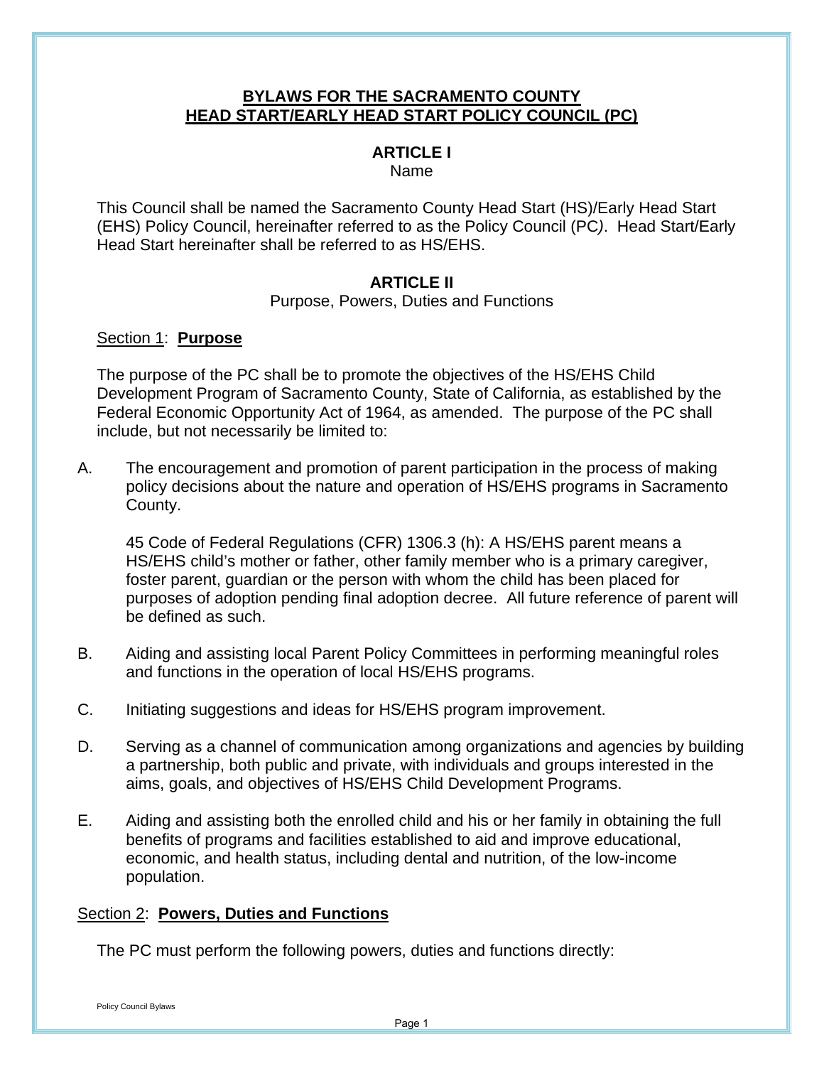**BYLAWS FOR THE SACRAMENTO COUNTY**
**HEAD START/EARLY HEAD START POLICY COUNCIL (PC)**

**ARTICLE I**
Name

This Council shall be named the Sacramento County Head Start (HS)/Early Head Start (EHS) Policy Council, hereinafter referred to as the Policy Council (PC*)*. Head Start/Early Head Start hereinafter shall be referred to as HS/EHS.

**ARTICLE II**
Purpose, Powers, Duties and Functions

Section 1: **Purpose**

The purpose of the PC shall be to promote the objectives of the HS/EHS Child Development Program of Sacramento County, State of California, as established by the Federal Economic Opportunity Act of 1964, as amended. The purpose of the PC shall include, but not necessarily be limited to:

A. The encouragement and promotion of parent participation in the process of making policy decisions about the nature and operation of HS/EHS programs in Sacramento County.

   45 Code of Federal Regulations (CFR) 1306.3 (h): A HS/EHS parent means a HS/EHS child's mother or father, other family member who is a primary caregiver, foster parent, guardian or the person with whom the child has been placed for purposes of adoption pending final adoption decree. All future reference of parent will be defined as such.

B. Aiding and assisting local Parent Policy Committees in performing meaningful roles and functions in the operation of local HS/EHS programs.

C. Initiating suggestions and ideas for HS/EHS program improvement.

D. Serving as a channel of communication among organizations and agencies by building a partnership, both public and private, with individuals and groups interested in the aims, goals, and objectives of HS/EHS Child Development Programs.

E. Aiding and assisting both the enrolled child and his or her family in obtaining the full benefits of programs and facilities established to aid and improve educational, economic, and health status, including dental and nutrition, of the low-income population.

Section 2: **Powers, Duties and Functions**

The PC must perform the following powers, duties and functions directly: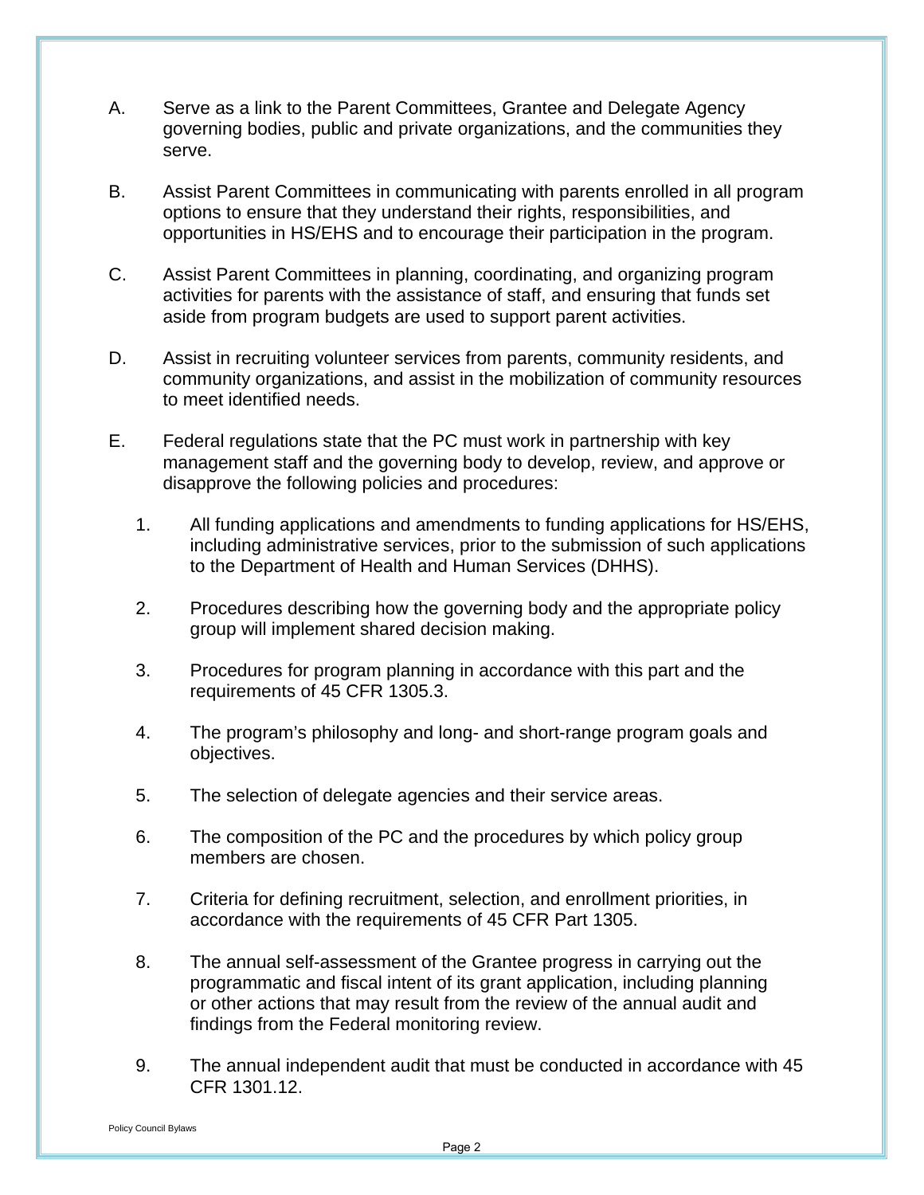A. Serve as a link to the Parent Committees, Grantee and Delegate Agency governing bodies, public and private organizations, and the communities they serve.

B. Assist Parent Committees in communicating with parents enrolled in all program options to ensure that they understand their rights, responsibilities, and opportunities in HS/EHS and to encourage their participation in the program.

C. Assist Parent Committees in planning, coordinating, and organizing program activities for parents with the assistance of staff, and ensuring that funds set aside from program budgets are used to support parent activities.

D. Assist in recruiting volunteer services from parents, community residents, and community organizations, and assist in the mobilization of community resources to meet identified needs.

E. Federal regulations state that the PC must work in partnership with key management staff and the governing body to develop, review, and approve or disapprove the following policies and procedures:

   1. All funding applications and amendments to funding applications for HS/EHS, including administrative services, prior to the submission of such applications to the Department of Health and Human Services (DHHS).

   2. Procedures describing how the governing body and the appropriate policy group will implement shared decision making.

   3. Procedures for program planning in accordance with this part and the requirements of 45 CFR 1305.3.

   4. The program's philosophy and long- and short-range program goals and objectives.

   5. The selection of delegate agencies and their service areas.

   6. The composition of the PC and the procedures by which policy group members are chosen.

   7. Criteria for defining recruitment, selection, and enrollment priorities, in accordance with the requirements of 45 CFR Part 1305.

   8. The annual self-assessment of the Grantee progress in carrying out the programmatic and fiscal intent of its grant application, including planning or other actions that may result from the review of the annual audit and findings from the Federal monitoring review.

   9. The annual independent audit that must be conducted in accordance with 45 CFR 1301.12.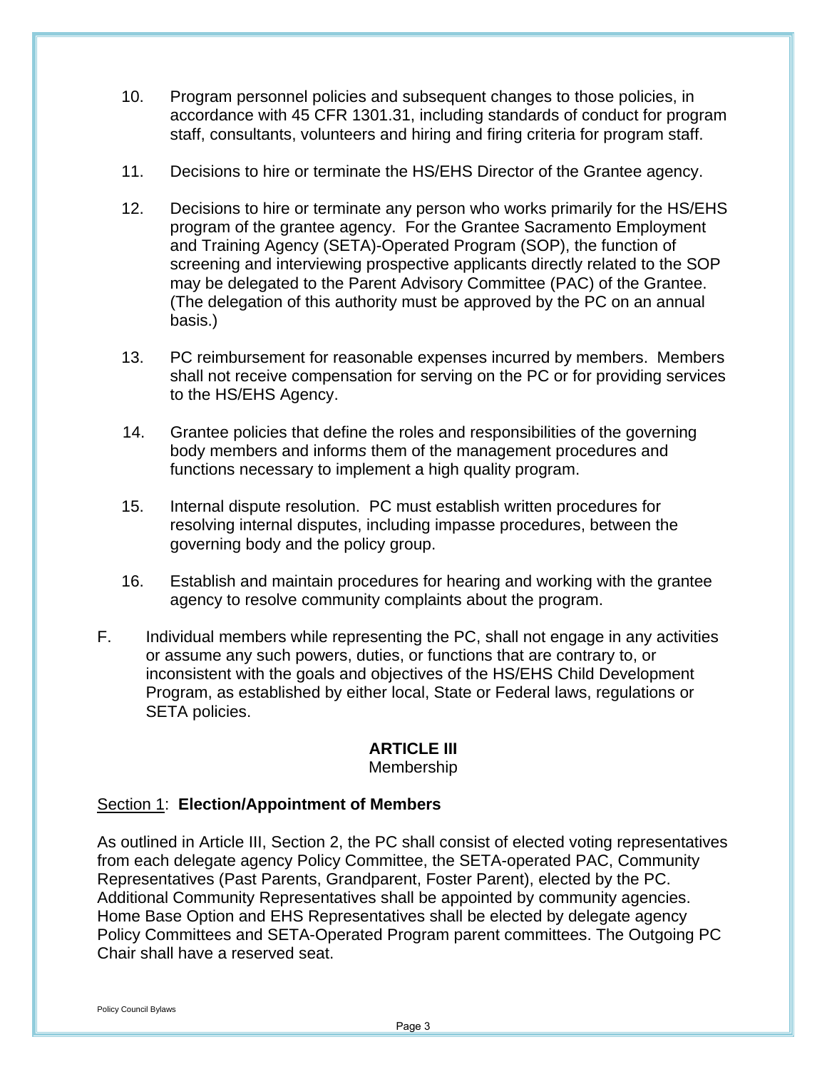10. Program personnel policies and subsequent changes to those policies, in accordance with 45 CFR 1301.31, including standards of conduct for program staff, consultants, volunteers and hiring and firing criteria for program staff.

11. Decisions to hire or terminate the HS/EHS Director of the Grantee agency.

12. Decisions to hire or terminate any person who works primarily for the HS/EHS program of the grantee agency. For the Grantee Sacramento Employment and Training Agency (SETA)-Operated Program (SOP), the function of screening and interviewing prospective applicants directly related to the SOP may be delegated to the Parent Advisory Committee (PAC) of the Grantee. (The delegation of this authority must be approved by the PC on an annual basis.)

13. PC reimbursement for reasonable expenses incurred by members. Members shall not receive compensation for serving on the PC or for providing services to the HS/EHS Agency.

14. Grantee policies that define the roles and responsibilities of the governing body members and informs them of the management procedures and functions necessary to implement a high quality program.

15. Internal dispute resolution. PC must establish written procedures for resolving internal disputes, including impasse procedures, between the governing body and the policy group.

16. Establish and maintain procedures for hearing and working with the grantee agency to resolve community complaints about the program.

F. Individual members while representing the PC, shall not engage in any activities or assume any such powers, duties, or functions that are contrary to, or inconsistent with the goals and objectives of the HS/EHS Child Development Program, as established by either local, State or Federal laws, regulations or SETA policies.

## ARTICLE III
Membership

Section 1: **Election/Appointment of Members**

As outlined in Article III, Section 2, the PC shall consist of elected voting representatives from each delegate agency Policy Committee, the SETA-operated PAC, Community Representatives (Past Parents, Grandparent, Foster Parent), elected by the PC. Additional Community Representatives shall be appointed by community agencies. Home Base Option and EHS Representatives shall be elected by delegate agency Policy Committees and SETA-Operated Program parent committees. The Outgoing PC Chair shall have a reserved seat.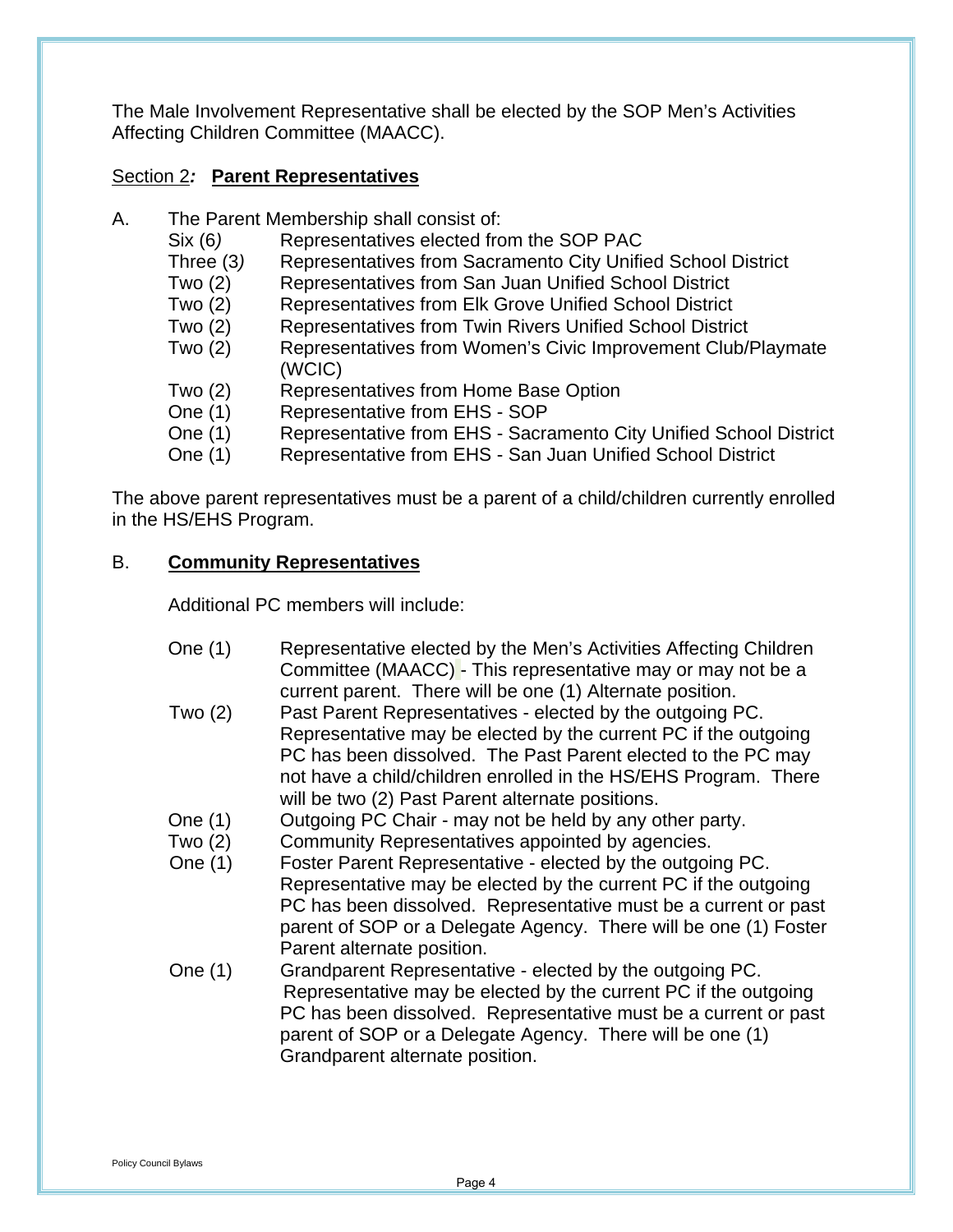The Male Involvement Representative shall be elected by the SOP Men's Activities Affecting Children Committee (MAACC).

Section 2***:*** **Parent Representatives**

A. The Parent Membership shall consist of:

| | |
|---|---|
| Six (6) | Representatives elected from the SOP PAC |
| Three (3) | Representatives from Sacramento City Unified School District |
| Two (2) | Representatives from San Juan Unified School District |
| Two (2) | Representatives from Elk Grove Unified School District |
| Two (2) | Representatives from Twin Rivers Unified School District |
| Two (2) | Representatives from Women's Civic Improvement Club/Playmate (WCIC) |
| Two (2) | Representatives from Home Base Option |
| One (1) | Representative from EHS - SOP |
| One (1) | Representative from EHS - Sacramento City Unified School District |
| One (1) | Representative from EHS - San Juan Unified School District |

The above parent representatives must be a parent of a child/children currently enrolled in the HS/EHS Program.

B. **Community Representatives**

Additional PC members will include:

| | |
|---|---|
| One (1) | Representative elected by the Men's Activities Affecting Children Committee (MAACC) - This representative may or may not be a current parent. There will be one (1) Alternate position. |
| Two (2) | Past Parent Representatives - elected by the outgoing PC. Representative may be elected by the current PC if the outgoing PC has been dissolved. The Past Parent elected to the PC may not have a child/children enrolled in the HS/EHS Program. There will be two (2) Past Parent alternate positions. |
| One (1) | Outgoing PC Chair - may not be held by any other party. |
| Two (2) | Community Representatives appointed by agencies. |
| One (1) | Foster Parent Representative - elected by the outgoing PC. Representative may be elected by the current PC if the outgoing PC has been dissolved. Representative must be a current or past parent of SOP or a Delegate Agency. There will be one (1) Foster Parent alternate position. |
| One (1) | Grandparent Representative - elected by the outgoing PC. Representative may be elected by the current PC if the outgoing PC has been dissolved. Representative must be a current or past parent of SOP or a Delegate Agency. There will be one (1) Grandparent alternate position. |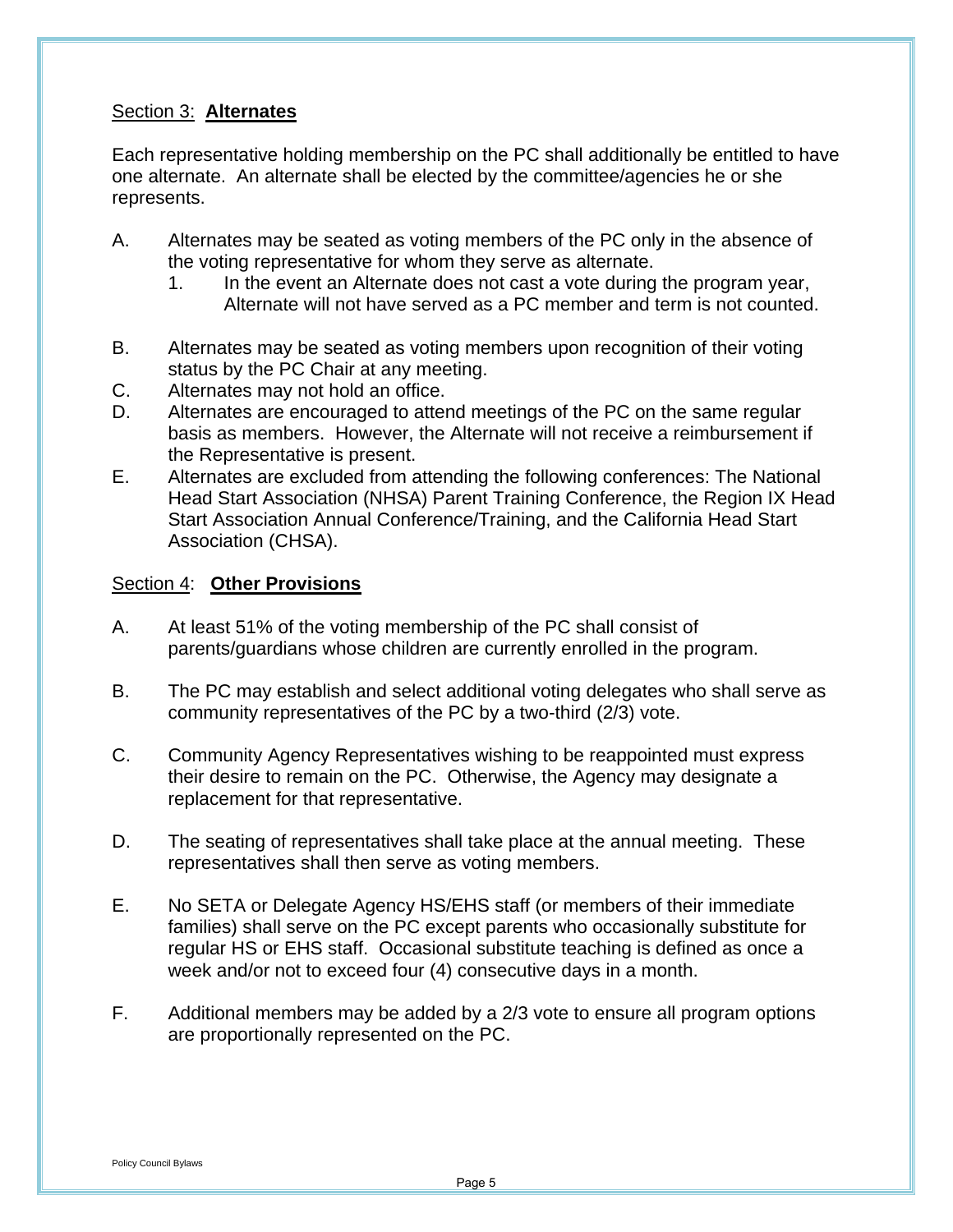## Section 3: **Alternates**

Each representative holding membership on the PC shall additionally be entitled to have one alternate. An alternate shall be elected by the committee/agencies he or she represents.

A. Alternates may be seated as voting members of the PC only in the absence of the voting representative for whom they serve as alternate.
   1. In the event an Alternate does not cast a vote during the program year, Alternate will not have served as a PC member and term is not counted.

B. Alternates may be seated as voting members upon recognition of their voting status by the PC Chair at any meeting.

C. Alternates may not hold an office.

D. Alternates are encouraged to attend meetings of the PC on the same regular basis as members. However, the Alternate will not receive a reimbursement if the Representative is present.

E. Alternates are excluded from attending the following conferences: The National Head Start Association (NHSA) Parent Training Conference, the Region IX Head Start Association Annual Conference/Training, and the California Head Start Association (CHSA).

## Section 4: **Other Provisions**

A. At least 51% of the voting membership of the PC shall consist of parents/guardians whose children are currently enrolled in the program.

B. The PC may establish and select additional voting delegates who shall serve as community representatives of the PC by a two-third (2/3) vote.

C. Community Agency Representatives wishing to be reappointed must express their desire to remain on the PC. Otherwise, the Agency may designate a replacement for that representative.

D. The seating of representatives shall take place at the annual meeting. These representatives shall then serve as voting members.

E. No SETA or Delegate Agency HS/EHS staff (or members of their immediate families) shall serve on the PC except parents who occasionally substitute for regular HS or EHS staff. Occasional substitute teaching is defined as once a week and/or not to exceed four (4) consecutive days in a month.

F. Additional members may be added by a 2/3 vote to ensure all program options are proportionally represented on the PC.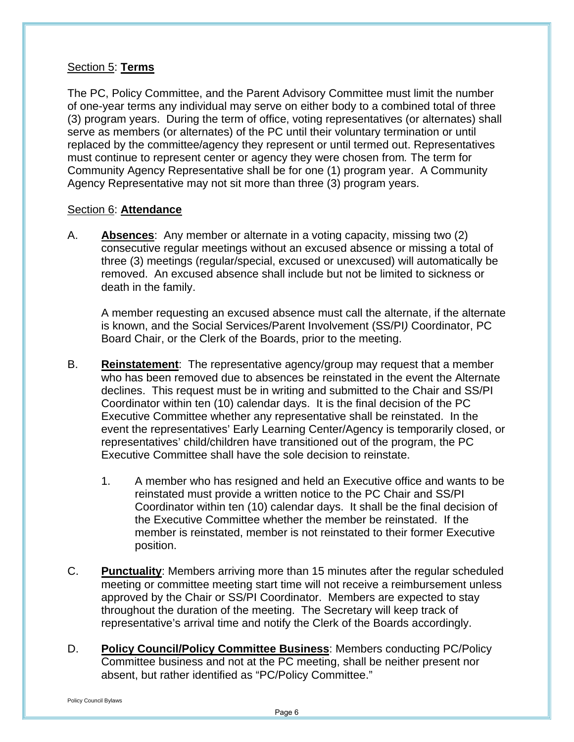## Section 5: **Terms**

The PC, Policy Committee, and the Parent Advisory Committee must limit the number of one-year terms any individual may serve on either body to a combined total of three (3) program years. During the term of office, voting representatives (or alternates) shall serve as members (or alternates) of the PC until their voluntary termination or until replaced by the committee/agency they represent or until termed out. Representatives must continue to represent center or agency they were chosen from*.* The term for Community Agency Representative shall be for one (1) program year. A Community Agency Representative may not sit more than three (3) program years.

## Section 6: **Attendance**

A. **Absences**: Any member or alternate in a voting capacity, missing two (2) consecutive regular meetings without an excused absence or missing a total of three (3) meetings (regular/special, excused or unexcused) will automatically be removed. An excused absence shall include but not be limited to sickness or death in the family.

   A member requesting an excused absence must call the alternate, if the alternate is known, and the Social Services/Parent Involvement (SS/PI*)* Coordinator, PC Board Chair, or the Clerk of the Boards, prior to the meeting.

B. **Reinstatement**: The representative agency/group may request that a member who has been removed due to absences be reinstated in the event the Alternate declines. This request must be in writing and submitted to the Chair and SS/PI Coordinator within ten (10) calendar days. It is the final decision of the PC Executive Committee whether any representative shall be reinstated. In the event the representatives' Early Learning Center/Agency is temporarily closed, or representatives' child/children have transitioned out of the program, the PC Executive Committee shall have the sole decision to reinstate.

   1. A member who has resigned and held an Executive office and wants to be reinstated must provide a written notice to the PC Chair and SS/PI Coordinator within ten (10) calendar days. It shall be the final decision of the Executive Committee whether the member be reinstated. If the member is reinstated, member is not reinstated to their former Executive position.

C. **Punctuality**: Members arriving more than 15 minutes after the regular scheduled meeting or committee meeting start time will not receive a reimbursement unless approved by the Chair or SS/PI Coordinator. Members are expected to stay throughout the duration of the meeting. The Secretary will keep track of representative's arrival time and notify the Clerk of the Boards accordingly.

D. **Policy Council/Policy Committee Business**: Members conducting PC/Policy Committee business and not at the PC meeting, shall be neither present nor absent, but rather identified as "PC/Policy Committee."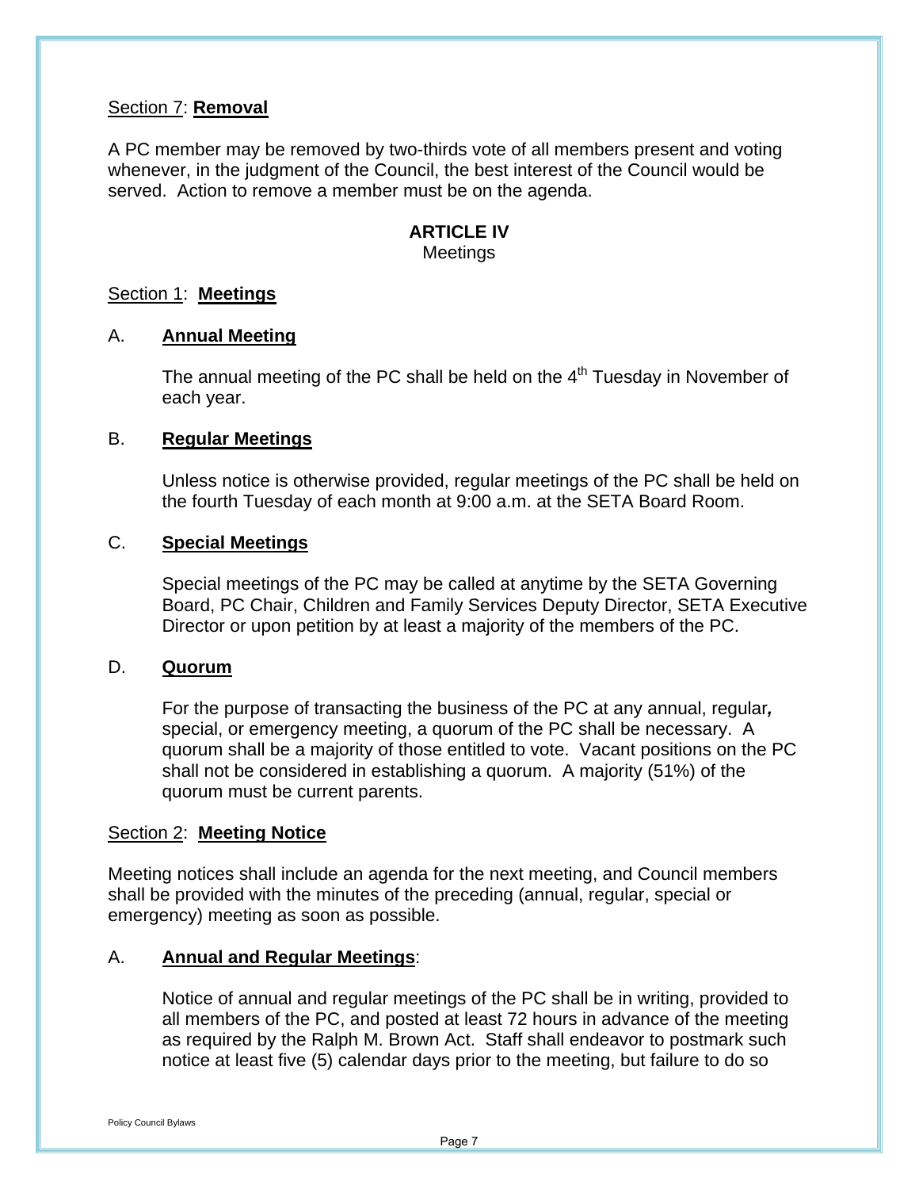Section 7: **Removal**

A PC member may be removed by two-thirds vote of all members present and voting whenever, in the judgment of the Council, the best interest of the Council would be served. Action to remove a member must be on the agenda.

## ARTICLE IV
Meetings

Section 1: **Meetings**

A. **Annual Meeting**

The annual meeting of the PC shall be held on the 4th Tuesday in November of each year.

B. **Regular Meetings**

Unless notice is otherwise provided, regular meetings of the PC shall be held on the fourth Tuesday of each month at 9:00 a.m. at the SETA Board Room.

C. **Special Meetings**

Special meetings of the PC may be called at anytime by the SETA Governing Board, PC Chair, Children and Family Services Deputy Director, SETA Executive Director or upon petition by at least a majority of the members of the PC.

D. **Quorum**

For the purpose of transacting the business of the PC at any annual, regular, special, or emergency meeting, a quorum of the PC shall be necessary. A quorum shall be a majority of those entitled to vote. Vacant positions on the PC shall not be considered in establishing a quorum. A majority (51%) of the quorum must be current parents.

Section 2: **Meeting Notice**

Meeting notices shall include an agenda for the next meeting, and Council members shall be provided with the minutes of the preceding (annual, regular, special or emergency) meeting as soon as possible.

A. **Annual and Regular Meetings**:

Notice of annual and regular meetings of the PC shall be in writing, provided to all members of the PC, and posted at least 72 hours in advance of the meeting as required by the Ralph M. Brown Act. Staff shall endeavor to postmark such notice at least five (5) calendar days prior to the meeting, but failure to do so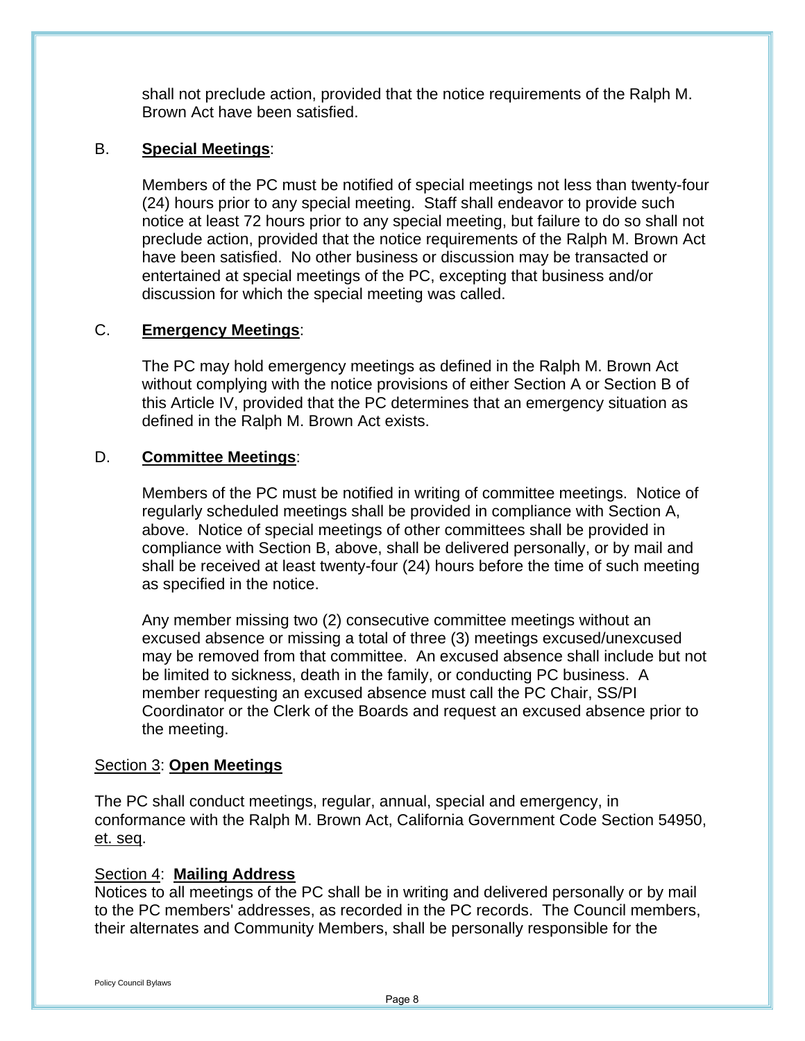shall not preclude action, provided that the notice requirements of the Ralph M. Brown Act have been satisfied.

B. **Special Meetings**:

Members of the PC must be notified of special meetings not less than twenty-four (24) hours prior to any special meeting. Staff shall endeavor to provide such notice at least 72 hours prior to any special meeting, but failure to do so shall not preclude action, provided that the notice requirements of the Ralph M. Brown Act have been satisfied. No other business or discussion may be transacted or entertained at special meetings of the PC, excepting that business and/or discussion for which the special meeting was called.

C. **Emergency Meetings**:

The PC may hold emergency meetings as defined in the Ralph M. Brown Act without complying with the notice provisions of either Section A or Section B of this Article IV, provided that the PC determines that an emergency situation as defined in the Ralph M. Brown Act exists.

D. **Committee Meetings**:

Members of the PC must be notified in writing of committee meetings. Notice of regularly scheduled meetings shall be provided in compliance with Section A, above. Notice of special meetings of other committees shall be provided in compliance with Section B, above, shall be delivered personally, or by mail and shall be received at least twenty-four (24) hours before the time of such meeting as specified in the notice.

Any member missing two (2) consecutive committee meetings without an excused absence or missing a total of three (3) meetings excused/unexcused may be removed from that committee. An excused absence shall include but not be limited to sickness, death in the family, or conducting PC business. A member requesting an excused absence must call the PC Chair, SS/PI Coordinator or the Clerk of the Boards and request an excused absence prior to the meeting.

Section 3: **Open Meetings**

The PC shall conduct meetings, regular, annual, special and emergency, in conformance with the Ralph M. Brown Act, California Government Code Section 54950, et. seq.

Section 4: **Mailing Address**

Notices to all meetings of the PC shall be in writing and delivered personally or by mail to the PC members' addresses, as recorded in the PC records. The Council members, their alternates and Community Members, shall be personally responsible for the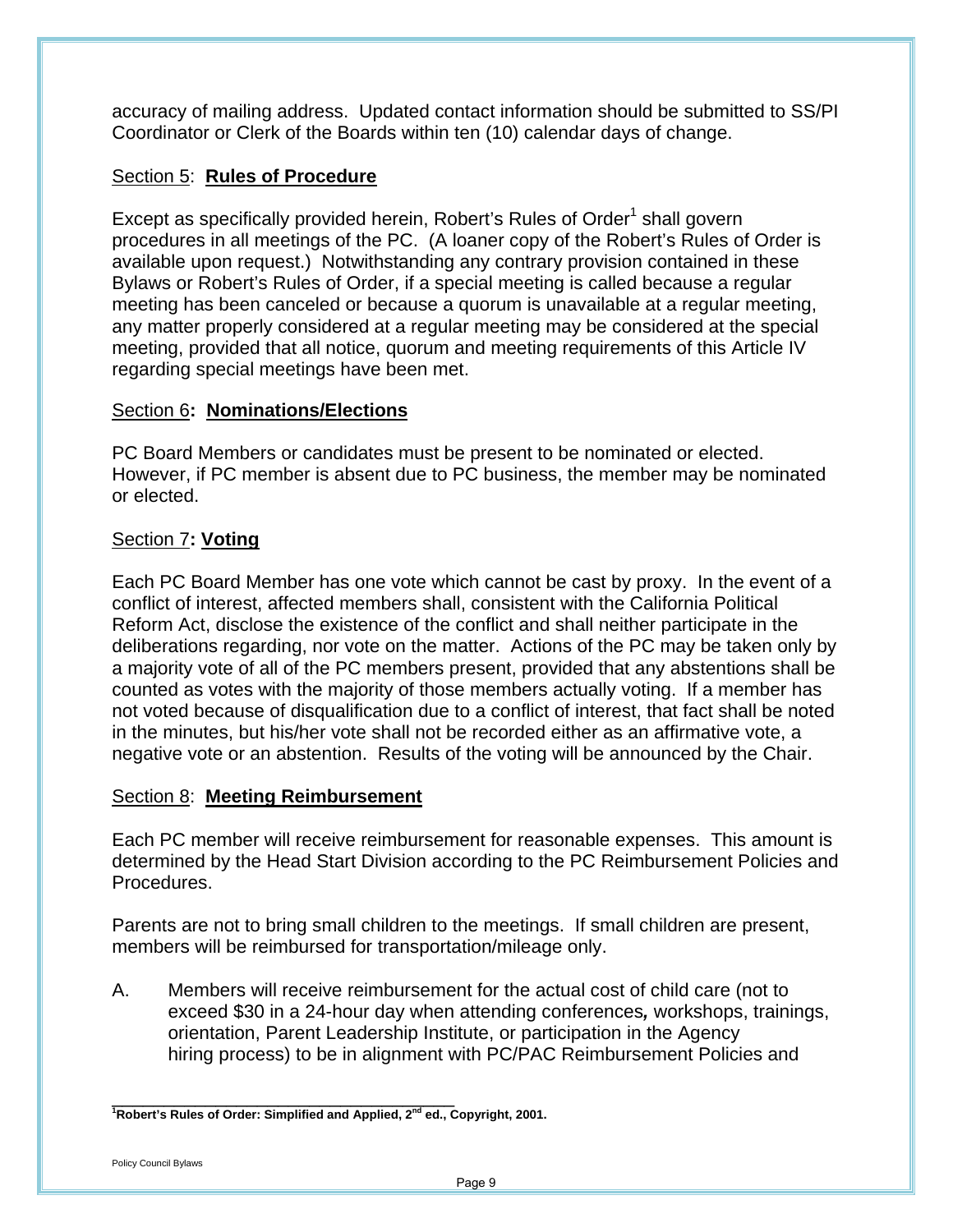accuracy of mailing address. Updated contact information should be submitted to SS/PI Coordinator or Clerk of the Boards within ten (10) calendar days of change.

### Section 5: **Rules of Procedure**

Except as specifically provided herein, Robert's Rules of Order[1] shall govern procedures in all meetings of the PC. (A loaner copy of the Robert's Rules of Order is available upon request.) Notwithstanding any contrary provision contained in these Bylaws or Robert's Rules of Order, if a special meeting is called because a regular meeting has been canceled or because a quorum is unavailable at a regular meeting, any matter properly considered at a regular meeting may be considered at the special meeting, provided that all notice, quorum and meeting requirements of this Article IV regarding special meetings have been met.

### Section 6: **Nominations/Elections**

PC Board Members or candidates must be present to be nominated or elected. However, if PC member is absent due to PC business, the member may be nominated or elected.

### Section 7: **Voting**

Each PC Board Member has one vote which cannot be cast by proxy. In the event of a conflict of interest, affected members shall, consistent with the California Political Reform Act, disclose the existence of the conflict and shall neither participate in the deliberations regarding, nor vote on the matter. Actions of the PC may be taken only by a majority vote of all of the PC members present, provided that any abstentions shall be counted as votes with the majority of those members actually voting. If a member has not voted because of disqualification due to a conflict of interest, that fact shall be noted in the minutes, but his/her vote shall not be recorded either as an affirmative vote, a negative vote or an abstention. Results of the voting will be announced by the Chair.

### Section 8: **Meeting Reimbursement**

Each PC member will receive reimbursement for reasonable expenses. This amount is determined by the Head Start Division according to the PC Reimbursement Policies and Procedures.

Parents are not to bring small children to the meetings. If small children are present, members will be reimbursed for transportation/mileage only.

A. Members will receive reimbursement for the actual cost of child care (not to exceed $30 in a 24-hour day when attending conferences*,* workshops, trainings, orientation, Parent Leadership Institute, or participation in the Agency hiring process) to be in alignment with PC/PAC Reimbursement Policies and

---

**[1]Robert's Rules of Order: Simplified and Applied, 2nd ed., Copyright, 2001.**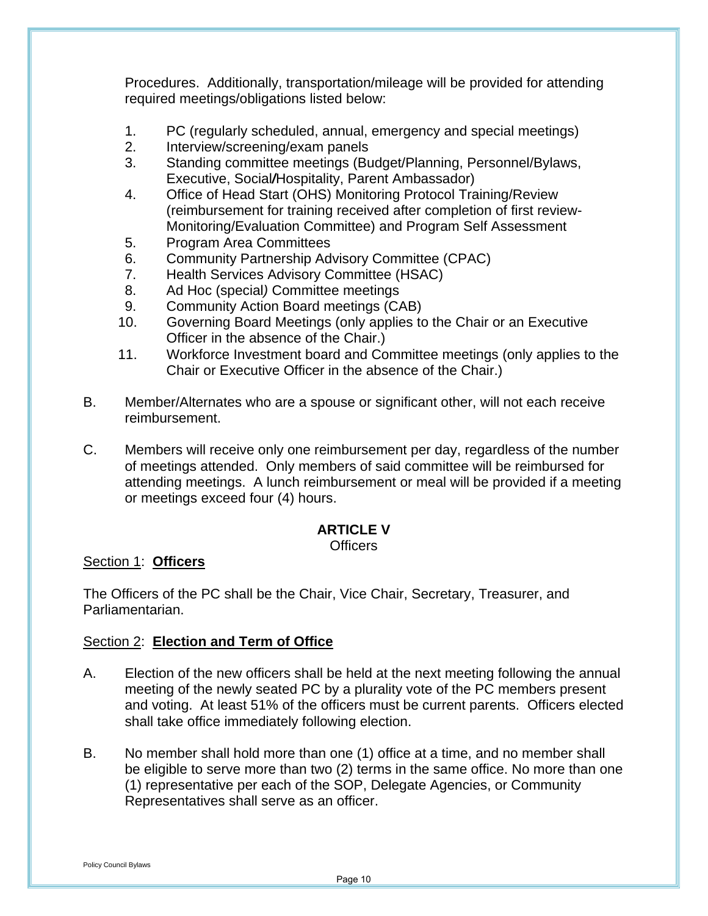Procedures. Additionally, transportation/mileage will be provided for attending required meetings/obligations listed below:

1. PC (regularly scheduled, annual, emergency and special meetings)
2. Interview/screening/exam panels
3. Standing committee meetings (Budget/Planning, Personnel/Bylaws, Executive, Social/Hospitality, Parent Ambassador)
4. Office of Head Start (OHS) Monitoring Protocol Training/Review (reimbursement for training received after completion of first review- Monitoring/Evaluation Committee) and Program Self Assessment
5. Program Area Committees
6. Community Partnership Advisory Committee (CPAC)
7. Health Services Advisory Committee (HSAC)
8. Ad Hoc (special) Committee meetings
9. Community Action Board meetings (CAB)
10. Governing Board Meetings (only applies to the Chair or an Executive Officer in the absence of the Chair.)
11. Workforce Investment board and Committee meetings (only applies to the Chair or Executive Officer in the absence of the Chair.)

B. Member/Alternates who are a spouse or significant other, will not each receive reimbursement.

C. Members will receive only one reimbursement per day, regardless of the number of meetings attended. Only members of said committee will be reimbursed for attending meetings. A lunch reimbursement or meal will be provided if a meeting or meetings exceed four (4) hours.

## ARTICLE V
Officers

Section 1: **Officers**

The Officers of the PC shall be the Chair, Vice Chair, Secretary, Treasurer, and Parliamentarian.

Section 2: **Election and Term of Office**

A. Election of the new officers shall be held at the next meeting following the annual meeting of the newly seated PC by a plurality vote of the PC members present and voting. At least 51% of the officers must be current parents. Officers elected shall take office immediately following election.

B. No member shall hold more than one (1) office at a time, and no member shall be eligible to serve more than two (2) terms in the same office. No more than one (1) representative per each of the SOP, Delegate Agencies, or Community Representatives shall serve as an officer.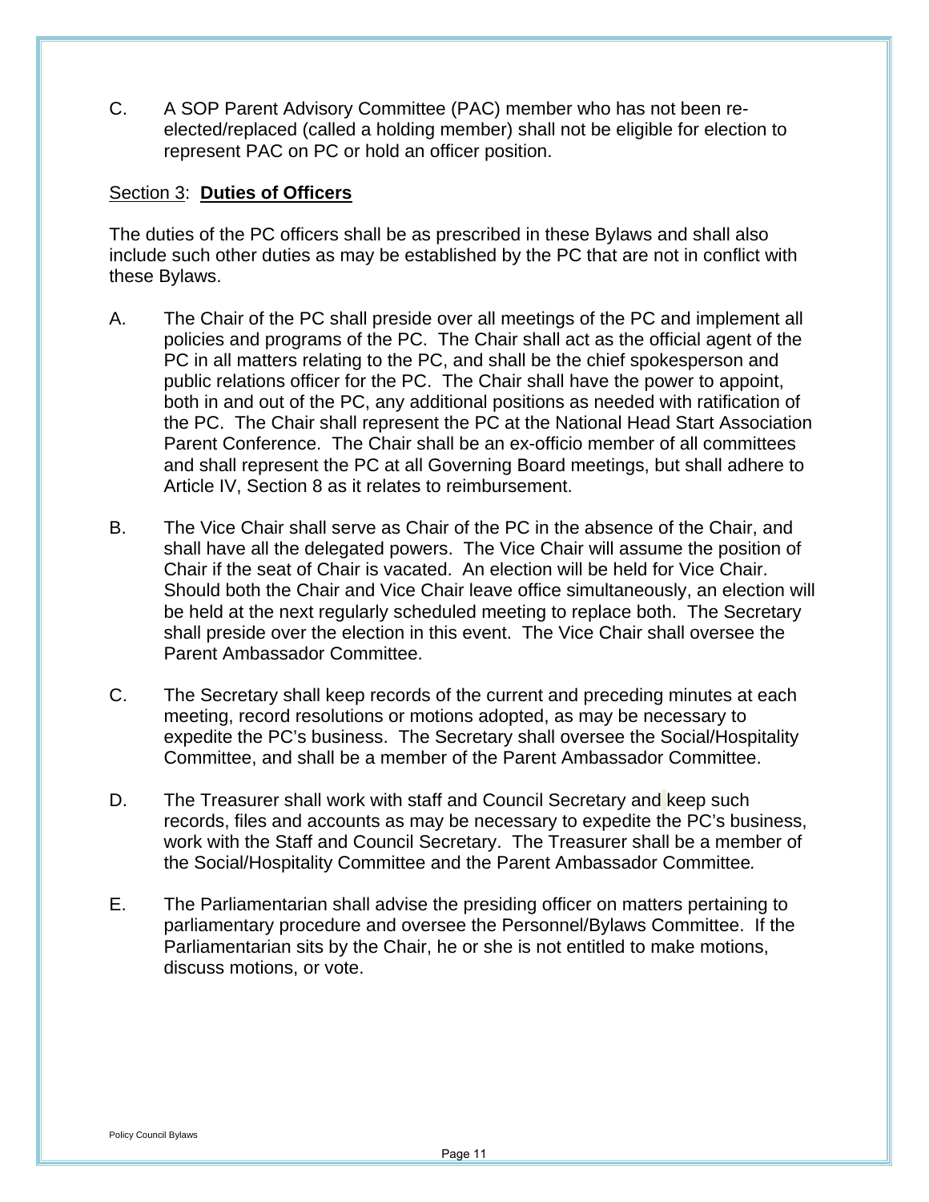C. A SOP Parent Advisory Committee (PAC) member who has not been re-elected/replaced (called a holding member) shall not be eligible for election to represent PAC on PC or hold an officer position.

Section 3: **Duties of Officers**

The duties of the PC officers shall be as prescribed in these Bylaws and shall also include such other duties as may be established by the PC that are not in conflict with these Bylaws.

A. The Chair of the PC shall preside over all meetings of the PC and implement all policies and programs of the PC. The Chair shall act as the official agent of the PC in all matters relating to the PC, and shall be the chief spokesperson and public relations officer for the PC. The Chair shall have the power to appoint, both in and out of the PC, any additional positions as needed with ratification of the PC. The Chair shall represent the PC at the National Head Start Association Parent Conference. The Chair shall be an ex-officio member of all committees and shall represent the PC at all Governing Board meetings, but shall adhere to Article IV, Section 8 as it relates to reimbursement.

B. The Vice Chair shall serve as Chair of the PC in the absence of the Chair, and shall have all the delegated powers. The Vice Chair will assume the position of Chair if the seat of Chair is vacated. An election will be held for Vice Chair. Should both the Chair and Vice Chair leave office simultaneously, an election will be held at the next regularly scheduled meeting to replace both. The Secretary shall preside over the election in this event. The Vice Chair shall oversee the Parent Ambassador Committee.

C. The Secretary shall keep records of the current and preceding minutes at each meeting, record resolutions or motions adopted, as may be necessary to expedite the PC's business. The Secretary shall oversee the Social/Hospitality Committee, and shall be a member of the Parent Ambassador Committee.

D. The Treasurer shall work with staff and Council Secretary and keep such records, files and accounts as may be necessary to expedite the PC's business, work with the Staff and Council Secretary. The Treasurer shall be a member of the Social/Hospitality Committee and the Parent Ambassador Committee*.*

E. The Parliamentarian shall advise the presiding officer on matters pertaining to parliamentary procedure and oversee the Personnel/Bylaws Committee. If the Parliamentarian sits by the Chair, he or she is not entitled to make motions, discuss motions, or vote.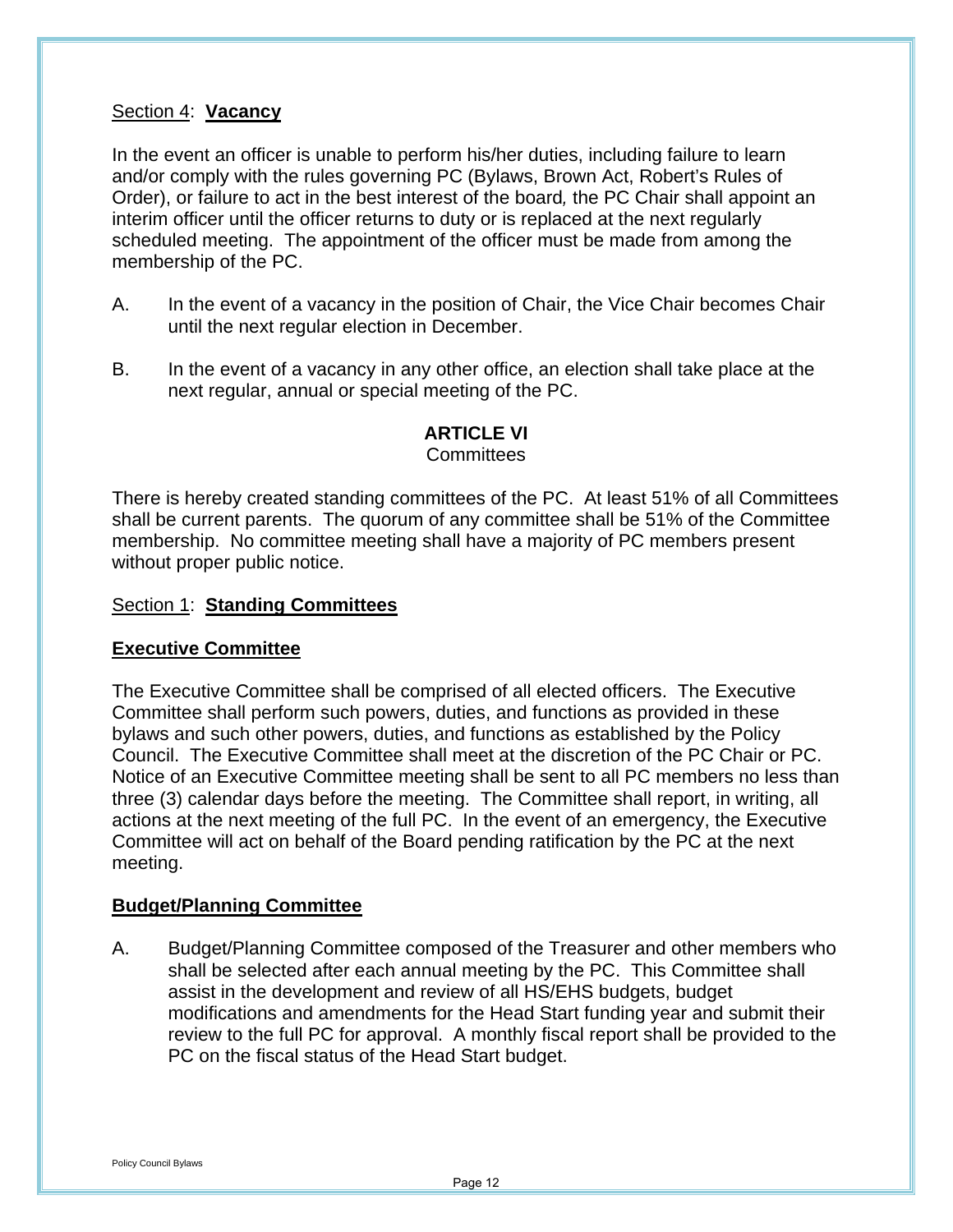Section 4: **Vacancy**

In the event an officer is unable to perform his/her duties, including failure to learn and/or comply with the rules governing PC (Bylaws, Brown Act, Robert's Rules of Order), or failure to act in the best interest of the board*,* the PC Chair shall appoint an interim officer until the officer returns to duty or is replaced at the next regularly scheduled meeting. The appointment of the officer must be made from among the membership of the PC.

A. In the event of a vacancy in the position of Chair, the Vice Chair becomes Chair until the next regular election in December.

B. In the event of a vacancy in any other office, an election shall take place at the next regular, annual or special meeting of the PC.

## ARTICLE VI
Committees

There is hereby created standing committees of the PC. At least 51% of all Committees shall be current parents. The quorum of any committee shall be 51% of the Committee membership. No committee meeting shall have a majority of PC members present without proper public notice.

Section 1: **Standing Committees**

**Executive Committee**

The Executive Committee shall be comprised of all elected officers. The Executive Committee shall perform such powers, duties, and functions as provided in these bylaws and such other powers, duties, and functions as established by the Policy Council. The Executive Committee shall meet at the discretion of the PC Chair or PC. Notice of an Executive Committee meeting shall be sent to all PC members no less than three (3) calendar days before the meeting. The Committee shall report, in writing, all actions at the next meeting of the full PC. In the event of an emergency, the Executive Committee will act on behalf of the Board pending ratification by the PC at the next meeting.

**Budget/Planning Committee**

A. Budget/Planning Committee composed of the Treasurer and other members who shall be selected after each annual meeting by the PC. This Committee shall assist in the development and review of all HS/EHS budgets, budget modifications and amendments for the Head Start funding year and submit their review to the full PC for approval. A monthly fiscal report shall be provided to the PC on the fiscal status of the Head Start budget.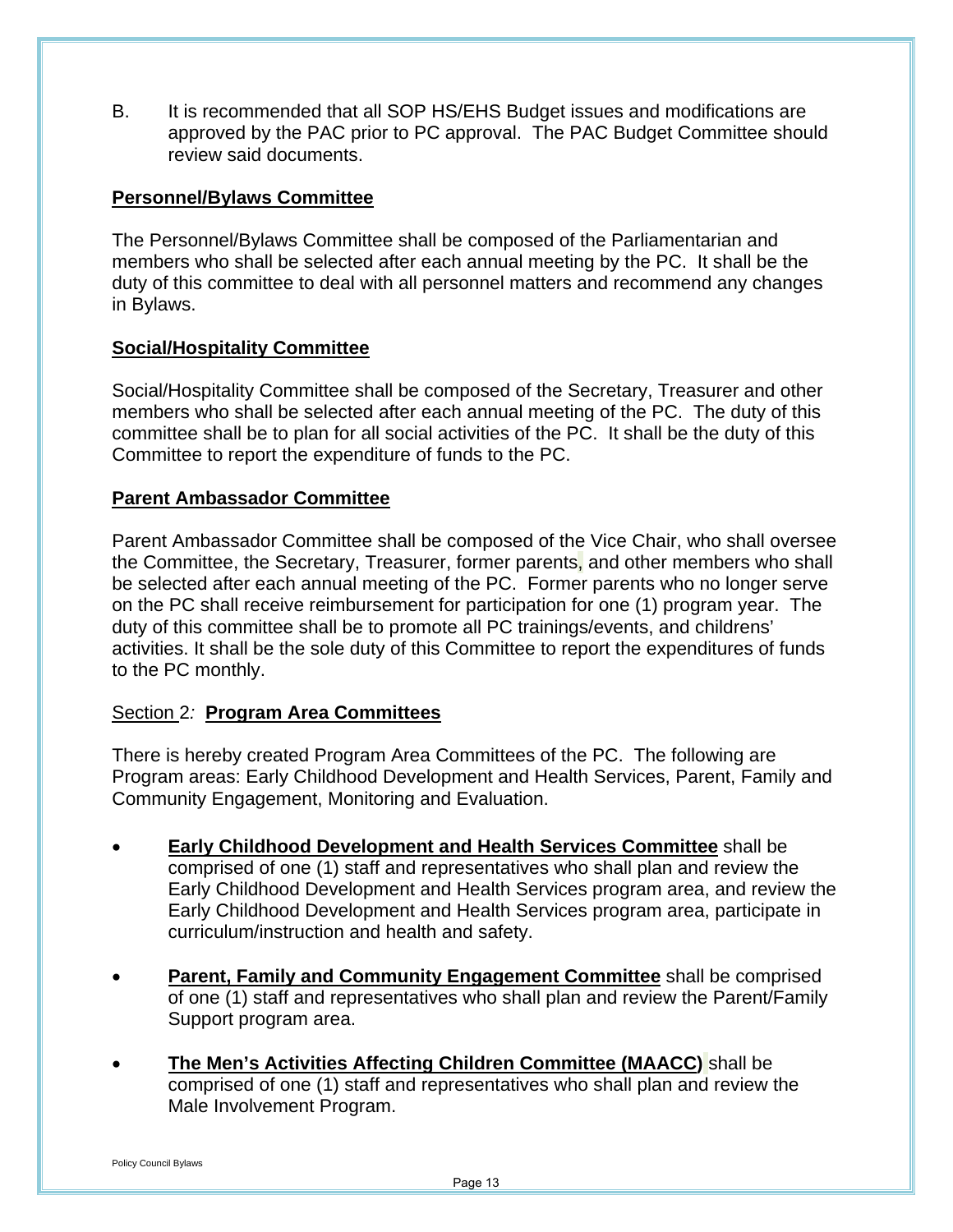B. It is recommended that all SOP HS/EHS Budget issues and modifications are approved by the PAC prior to PC approval. The PAC Budget Committee should review said documents.

**Personnel/Bylaws Committee**

The Personnel/Bylaws Committee shall be composed of the Parliamentarian and members who shall be selected after each annual meeting by the PC. It shall be the duty of this committee to deal with all personnel matters and recommend any changes in Bylaws.

**Social/Hospitality Committee**

Social/Hospitality Committee shall be composed of the Secretary, Treasurer and other members who shall be selected after each annual meeting of the PC. The duty of this committee shall be to plan for all social activities of the PC. It shall be the duty of this Committee to report the expenditure of funds to the PC.

**Parent Ambassador Committee**

Parent Ambassador Committee shall be composed of the Vice Chair, who shall oversee the Committee, the Secretary, Treasurer, former parents, and other members who shall be selected after each annual meeting of the PC. Former parents who no longer serve on the PC shall receive reimbursement for participation for one (1) program year. The duty of this committee shall be to promote all PC trainings/events, and childrens' activities. It shall be the sole duty of this Committee to report the expenditures of funds to the PC monthly.

Section 2*:* **Program Area Committees**

There is hereby created Program Area Committees of the PC. The following are Program areas: Early Childhood Development and Health Services, Parent, Family and Community Engagement, Monitoring and Evaluation.

- **Early Childhood Development and Health Services Committee** shall be comprised of one (1) staff and representatives who shall plan and review the Early Childhood Development and Health Services program area, and review the Early Childhood Development and Health Services program area, participate in curriculum/instruction and health and safety.

- **Parent, Family and Community Engagement Committee** shall be comprised of one (1) staff and representatives who shall plan and review the Parent/Family Support program area.

- **The Men's Activities Affecting Children Committee (MAACC)** shall be comprised of one (1) staff and representatives who shall plan and review the Male Involvement Program.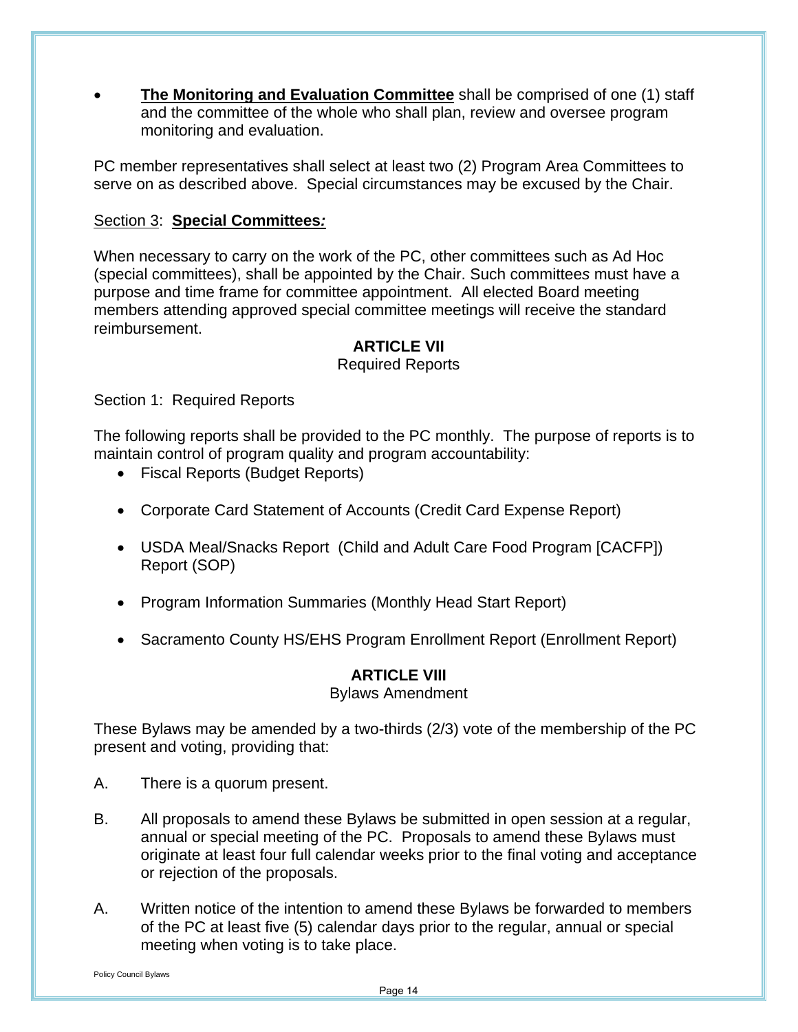- **The Monitoring and Evaluation Committee** shall be comprised of one (1) staff and the committee of the whole who shall plan, review and oversee program monitoring and evaluation.

PC member representatives shall select at least two (2) Program Area Committees to serve on as described above. Special circumstances may be excused by the Chair.

Section 3: **Special Committees*:***

When necessary to carry on the work of the PC, other committees such as Ad Hoc (special committees), shall be appointed by the Chair. Such committees must have a purpose and time frame for committee appointment. All elected Board meeting members attending approved special committee meetings will receive the standard reimbursement.

## ARTICLE VII

Required Reports

Section 1: Required Reports

The following reports shall be provided to the PC monthly. The purpose of reports is to maintain control of program quality and program accountability:

- Fiscal Reports (Budget Reports)
- Corporate Card Statement of Accounts (Credit Card Expense Report)
- USDA Meal/Snacks Report (Child and Adult Care Food Program [CACFP]) Report (SOP)
- Program Information Summaries (Monthly Head Start Report)
- Sacramento County HS/EHS Program Enrollment Report (Enrollment Report)

## ARTICLE VIII

Bylaws Amendment

These Bylaws may be amended by a two-thirds (2/3) vote of the membership of the PC present and voting, providing that:

A. There is a quorum present.

B. All proposals to amend these Bylaws be submitted in open session at a regular, annual or special meeting of the PC. Proposals to amend these Bylaws must originate at least four full calendar weeks prior to the final voting and acceptance or rejection of the proposals.

A. Written notice of the intention to amend these Bylaws be forwarded to members of the PC at least five (5) calendar days prior to the regular, annual or special meeting when voting is to take place.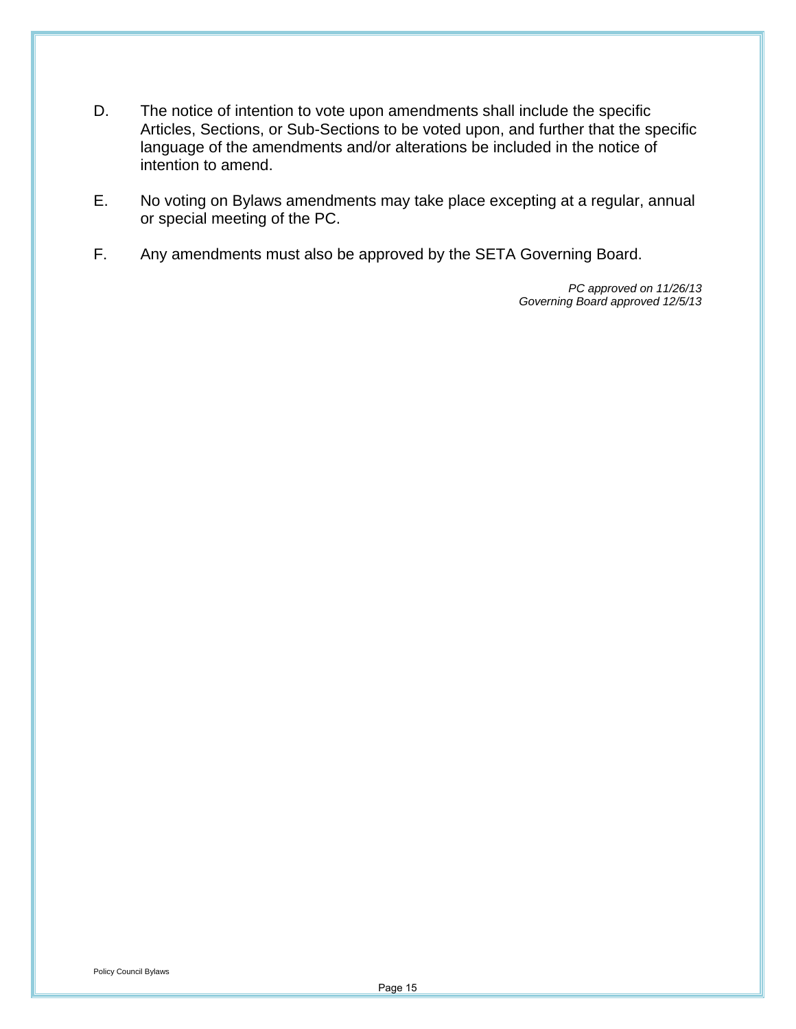D. The notice of intention to vote upon amendments shall include the specific Articles, Sections, or Sub-Sections to be voted upon, and further that the specific language of the amendments and/or alterations be included in the notice of intention to amend.

E. No voting on Bylaws amendments may take place excepting at a regular, annual or special meeting of the PC.

F. Any amendments must also be approved by the SETA Governing Board.

*PC approved on 11/26/13*
*Governing Board approved 12/5/13*